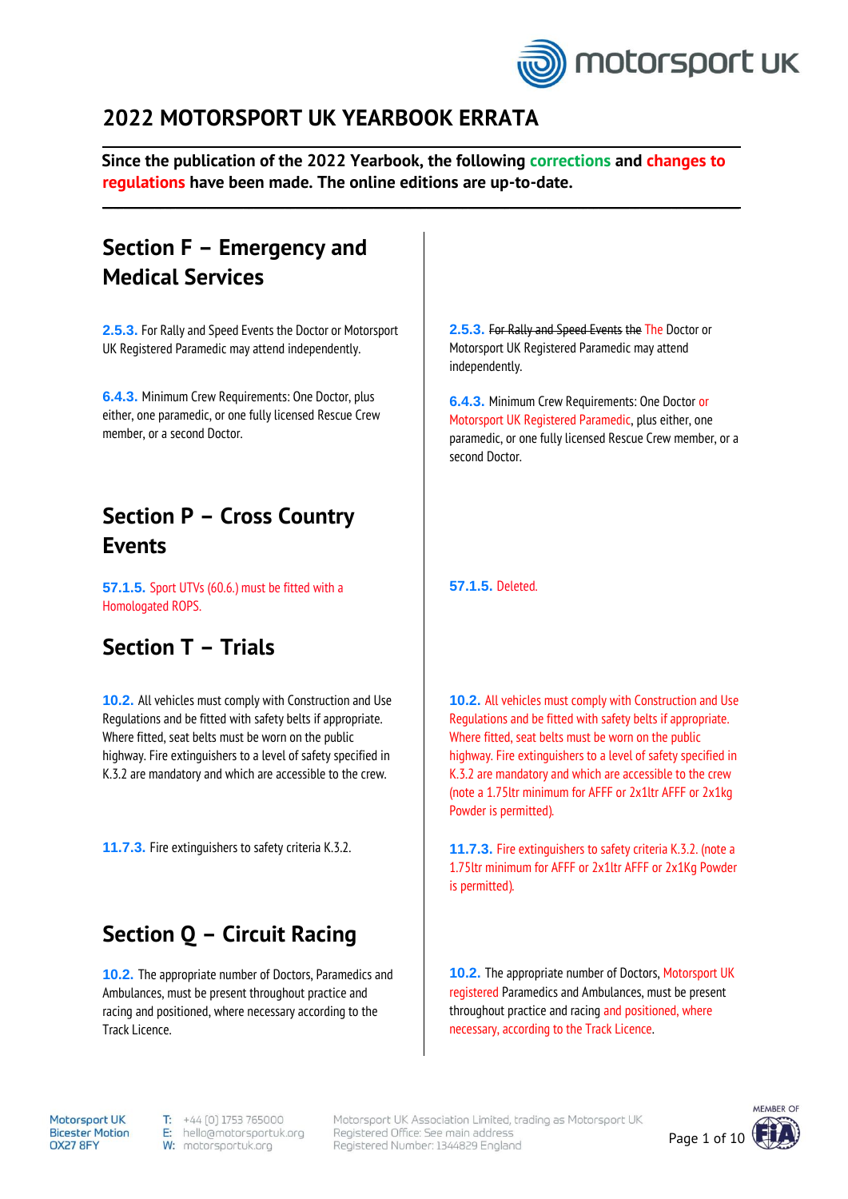# 2022 MOTORSPORT UK YEARBOOK ERRATA

**Since the publication of the 2022 Yearbook, the following corrections and changes to regulations have been made. The online editions are up-to-date.**

## Section F – Emergency and Medical Services

| Original | Amended |
|---|---|
| **2.5.3.** For Rally and Speed Events the Doctor or Motorsport UK Registered Paramedic may attend independently. | **2.5.3.** ~~For Rally and Speed Events the~~ The Doctor or Motorsport UK Registered Paramedic may attend independently. |
| **6.4.3.** Minimum Crew Requirements: One Doctor, plus either, one paramedic, or one fully licensed Rescue Crew member, or a second Doctor. | **6.4.3.** Minimum Crew Requirements: One Doctor or Motorsport UK Registered Paramedic, plus either, one paramedic, or one fully licensed Rescue Crew member, or a second Doctor. |

## Section P – Cross Country Events

| Original | Amended |
|---|---|
| **57.1.5.** Sport UTVs (60.6.) must be fitted with a Homologated ROPS. | **57.1.5.** Deleted. |

## Section T – Trials

| Original | Amended |
|---|---|
| **10.2.** All vehicles must comply with Construction and Use Regulations and be fitted with safety belts if appropriate. Where fitted, seat belts must be worn on the public highway. Fire extinguishers to a level of safety specified in K.3.2 are mandatory and which are accessible to the crew. | **10.2.** All vehicles must comply with Construction and Use Regulations and be fitted with safety belts if appropriate. Where fitted, seat belts must be worn on the public highway. Fire extinguishers to a level of safety specified in K.3.2 are mandatory and which are accessible to the crew (note a 1.75ltr minimum for AFFF or 2x1ltr AFFF or 2x1kg Powder is permitted). |
| **11.7.3.** Fire extinguishers to safety criteria K.3.2. | **11.7.3.** Fire extinguishers to safety criteria K.3.2. (note a 1.75ltr minimum for AFFF or 2x1ltr AFFF or 2x1Kg Powder is permitted). |

## Section Q – Circuit Racing

| Original | Amended |
|---|---|
| **10.2.** The appropriate number of Doctors, Paramedics and Ambulances, must be present throughout practice and racing and positioned, where necessary according to the Track Licence. | **10.2.** The appropriate number of Doctors, Motorsport UK registered Paramedics and Ambulances, must be present throughout practice and racing and positioned, where necessary, according to the Track Licence. |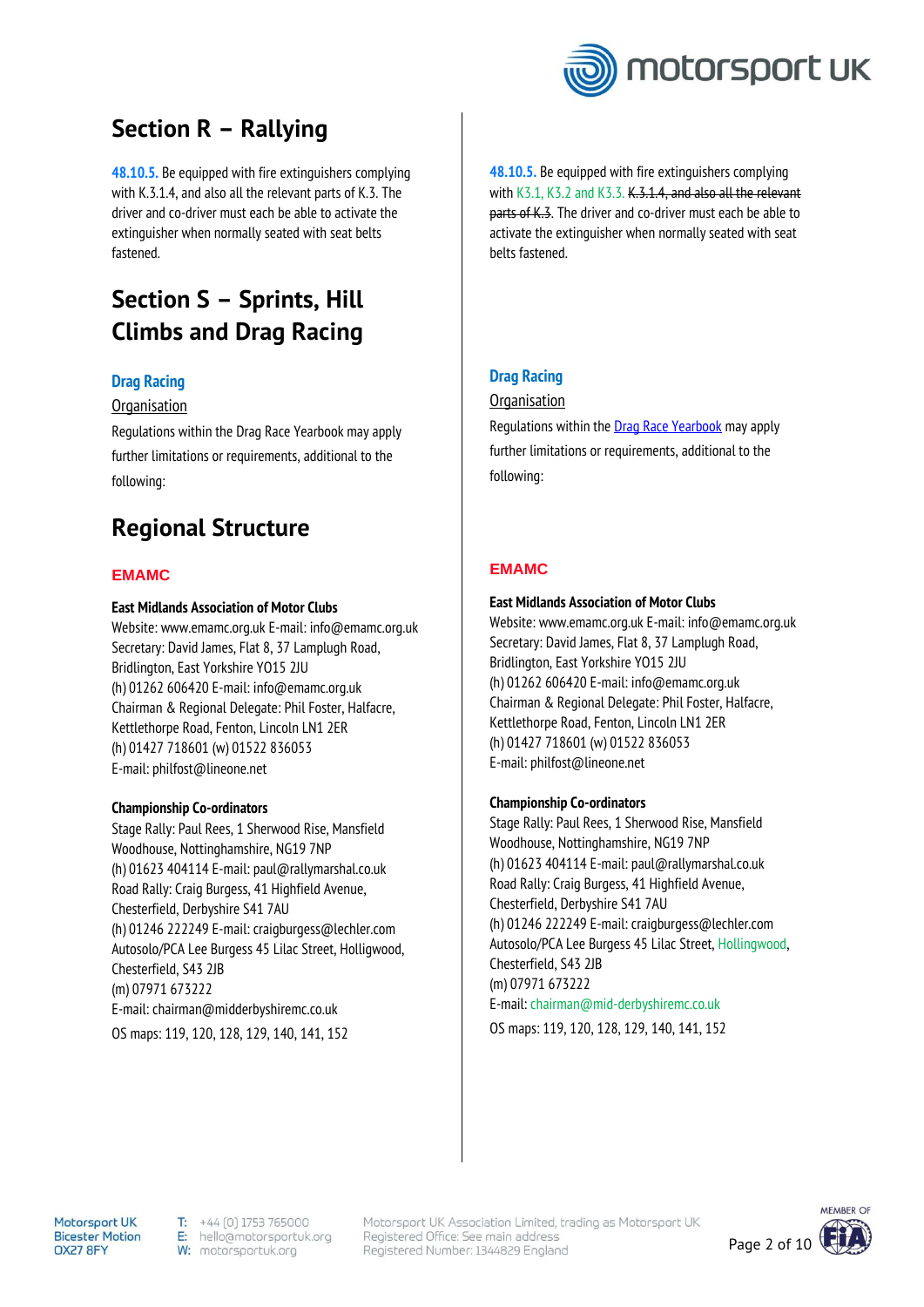## Section R – Rallying

| | |
|---|---|
| **48.10.5.** Be equipped with fire extinguishers complying with K.3.1.4, and also all the relevant parts of K.3. The driver and co-driver must each be able to activate the extinguisher when normally seated with seat belts fastened. | **48.10.5.** Be equipped with fire extinguishers complying with K3.1, K3.2 and K3.3. ~~K.3.1.4, and also all the relevant parts of K.3~~. The driver and co-driver must each be able to activate the extinguisher when normally seated with seat belts fastened. |

## Section S – Sprints, Hill Climbs and Drag Racing

| | |
|---|---|
| **Drag Racing**<br>Organisation<br>Regulations within the Drag Race Yearbook may apply further limitations or requirements, additional to the following: | **Drag Racing**<br>Organisation<br>Regulations within the Drag Race Yearbook may apply further limitations or requirements, additional to the following: |

## Regional Structure

| | |
|---|---|
| **EMAMC** | **EMAMC** |
| **East Midlands Association of Motor Clubs**<br>Website: www.emamc.org.uk E-mail: info@emamc.org.uk<br>Secretary: David James, Flat 8, 37 Lamplugh Road, Bridlington, East Yorkshire YO15 2JU<br>(h) 01262 606420 E-mail: info@emamc.org.uk<br>Chairman & Regional Delegate: Phil Foster, Halfacre, Kettlethorpe Road, Fenton, Lincoln LN1 2ER<br>(h) 01427 718601 (w) 01522 836053<br>E-mail: philfost@lineone.net | **East Midlands Association of Motor Clubs**<br>Website: www.emamc.org.uk E-mail: info@emamc.org.uk<br>Secretary: David James, Flat 8, 37 Lamplugh Road, Bridlington, East Yorkshire YO15 2JU<br>(h) 01262 606420 E-mail: info@emamc.org.uk<br>Chairman & Regional Delegate: Phil Foster, Halfacre, Kettlethorpe Road, Fenton, Lincoln LN1 2ER<br>(h) 01427 718601 (w) 01522 836053<br>E-mail: philfost@lineone.net |
| **Championship Co-ordinators**<br>Stage Rally: Paul Rees, 1 Sherwood Rise, Mansfield Woodhouse, Nottinghamshire, NG19 7NP<br>(h) 01623 404114 E-mail: paul@rallymarshal.co.uk<br>Road Rally: Craig Burgess, 41 Highfield Avenue, Chesterfield, Derbyshire S41 7AU<br>(h) 01246 222249 E-mail: craigburgess@lechler.com<br>Autosolo/PCA Lee Burgess 45 Lilac Street, Holligwood, Chesterfield, S43 2JB<br>(m) 07971 673222<br>E-mail: chairman@midderbyshiremc.co.uk<br>OS maps: 119, 120, 128, 129, 140, 141, 152 | **Championship Co-ordinators**<br>Stage Rally: Paul Rees, 1 Sherwood Rise, Mansfield Woodhouse, Nottinghamshire, NG19 7NP<br>(h) 01623 404114 E-mail: paul@rallymarshal.co.uk<br>Road Rally: Craig Burgess, 41 Highfield Avenue, Chesterfield, Derbyshire S41 7AU<br>(h) 01246 222249 E-mail: craigburgess@lechler.com<br>Autosolo/PCA Lee Burgess 45 Lilac Street, Hollingwood, Chesterfield, S43 2JB<br>(m) 07971 673222<br>E-mail: chairman@mid-derbyshiremc.co.uk<br>OS maps: 119, 120, 128, 129, 140, 141, 152 |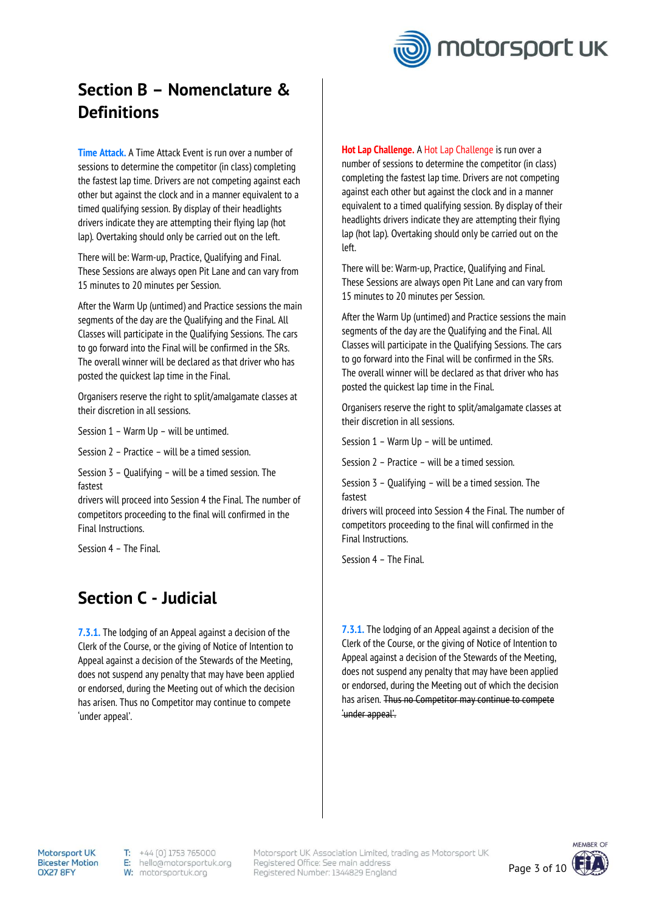## Section B – Nomenclature & Definitions

**Time Attack.** A Time Attack Event is run over a number of sessions to determine the competitor (in class) completing the fastest lap time. Drivers are not competing against each other but against the clock and in a manner equivalent to a timed qualifying session. By display of their headlights drivers indicate they are attempting their flying lap (hot lap). Overtaking should only be carried out on the left.

There will be: Warm-up, Practice, Qualifying and Final. These Sessions are always open Pit Lane and can vary from 15 minutes to 20 minutes per Session.

After the Warm Up (untimed) and Practice sessions the main segments of the day are the Qualifying and the Final. All Classes will participate in the Qualifying Sessions. The cars to go forward into the Final will be confirmed in the SRs. The overall winner will be declared as that driver who has posted the quickest lap time in the Final.

Organisers reserve the right to split/amalgamate classes at their discretion in all sessions.

Session 1 – Warm Up – will be untimed.

Session 2 – Practice – will be a timed session.

Session 3 – Qualifying – will be a timed session. The fastest
drivers will proceed into Session 4 the Final. The number of competitors proceeding to the final will confirmed in the Final Instructions.

Session 4 – The Final.

**Hot Lap Challenge.** A Hot Lap Challenge is run over a number of sessions to determine the competitor (in class) completing the fastest lap time. Drivers are not competing against each other but against the clock and in a manner equivalent to a timed qualifying session. By display of their headlights drivers indicate they are attempting their flying lap (hot lap). Overtaking should only be carried out on the left.

There will be: Warm-up, Practice, Qualifying and Final. These Sessions are always open Pit Lane and can vary from 15 minutes to 20 minutes per Session.

After the Warm Up (untimed) and Practice sessions the main segments of the day are the Qualifying and the Final. All Classes will participate in the Qualifying Sessions. The cars to go forward into the Final will be confirmed in the SRs. The overall winner will be declared as that driver who has posted the quickest lap time in the Final.

Organisers reserve the right to split/amalgamate classes at their discretion in all sessions.

Session 1 – Warm Up – will be untimed.

Session 2 – Practice – will be a timed session.

Session 3 – Qualifying – will be a timed session. The fastest
drivers will proceed into Session 4 the Final. The number of competitors proceeding to the final will confirmed in the Final Instructions.

Session 4 – The Final.

## Section C - Judicial

7.3.1. The lodging of an Appeal against a decision of the Clerk of the Course, or the giving of Notice of Intention to Appeal against a decision of the Stewards of the Meeting, does not suspend any penalty that may have been applied or endorsed, during the Meeting out of which the decision has arisen. Thus no Competitor may continue to compete 'under appeal'.

7.3.1. The lodging of an Appeal against a decision of the Clerk of the Course, or the giving of Notice of Intention to Appeal against a decision of the Stewards of the Meeting, does not suspend any penalty that may have been applied or endorsed, during the Meeting out of which the decision has arisen. ~~Thus no Competitor may continue to compete 'under appeal'.~~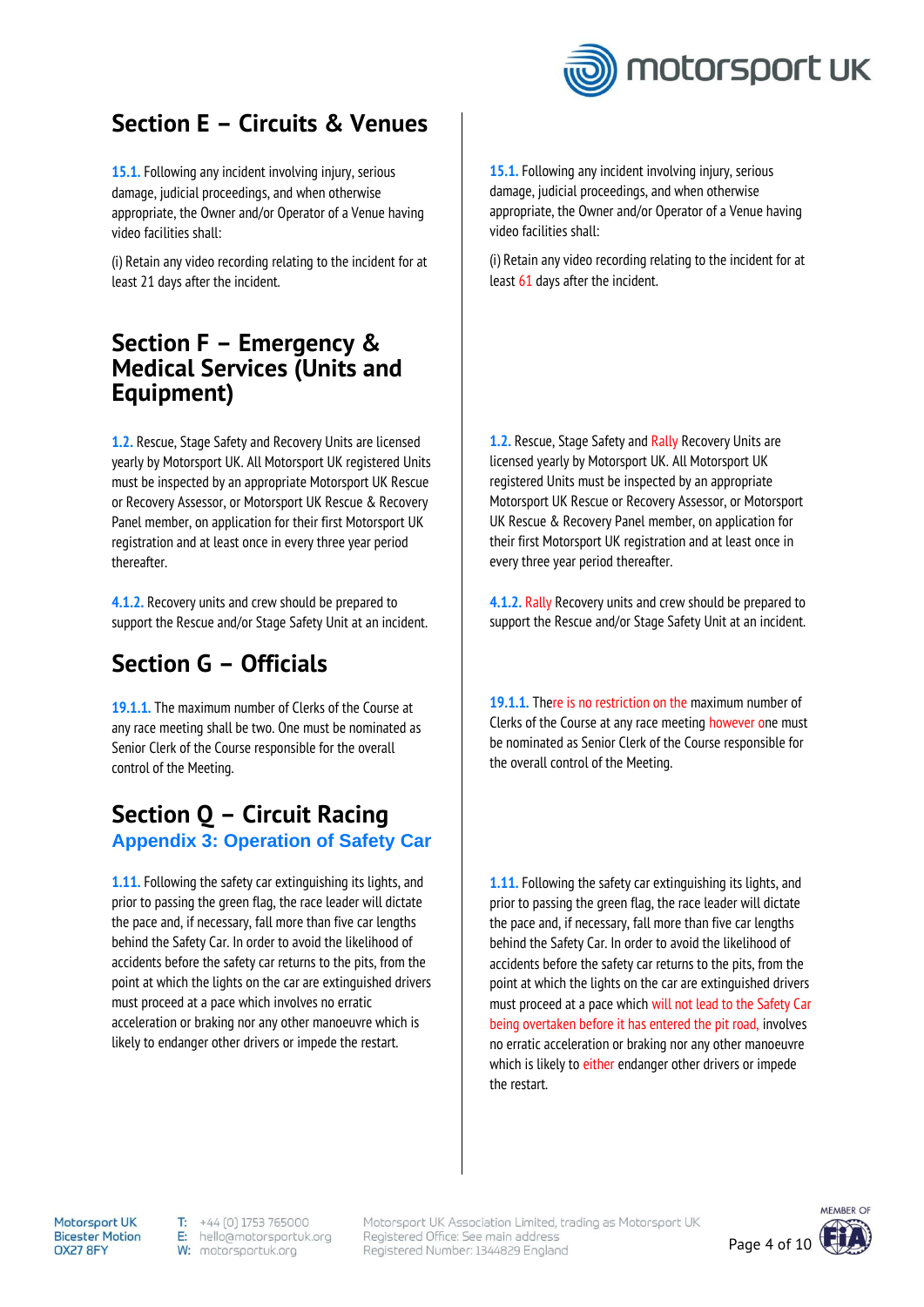## Section E – Circuits & Venues

15.1. Following any incident involving injury, serious damage, judicial proceedings, and when otherwise appropriate, the Owner and/or Operator of a Venue having video facilities shall:

(i) Retain any video recording relating to the incident for at least 21 days after the incident.

15.1. Following any incident involving injury, serious damage, judicial proceedings, and when otherwise appropriate, the Owner and/or Operator of a Venue having video facilities shall:

(i) Retain any video recording relating to the incident for at least 61 days after the incident.

## Section F – Emergency & Medical Services (Units and Equipment)

1.2. Rescue, Stage Safety and Recovery Units are licensed yearly by Motorsport UK. All Motorsport UK registered Units must be inspected by an appropriate Motorsport UK Rescue or Recovery Assessor, or Motorsport UK Rescue & Recovery Panel member, on application for their first Motorsport UK registration and at least once in every three year period thereafter.

4.1.2. Recovery units and crew should be prepared to support the Rescue and/or Stage Safety Unit at an incident.

1.2. Rescue, Stage Safety and Rally Recovery Units are licensed yearly by Motorsport UK. All Motorsport UK registered Units must be inspected by an appropriate Motorsport UK Rescue or Recovery Assessor, or Motorsport UK Rescue & Recovery Panel member, on application for their first Motorsport UK registration and at least once in every three year period thereafter.

4.1.2. Rally Recovery units and crew should be prepared to support the Rescue and/or Stage Safety Unit at an incident.

## Section G – Officials

19.1.1. The maximum number of Clerks of the Course at any race meeting shall be two. One must be nominated as Senior Clerk of the Course responsible for the overall control of the Meeting.

19.1.1. There is no restriction on the maximum number of Clerks of the Course at any race meeting however one must be nominated as Senior Clerk of the Course responsible for the overall control of the Meeting.

## Section Q – Circuit Racing

### Appendix 3: Operation of Safety Car

1.11. Following the safety car extinguishing its lights, and prior to passing the green flag, the race leader will dictate the pace and, if necessary, fall more than five car lengths behind the Safety Car. In order to avoid the likelihood of accidents before the safety car returns to the pits, from the point at which the lights on the car are extinguished drivers must proceed at a pace which involves no erratic acceleration or braking nor any other manoeuvre which is likely to endanger other drivers or impede the restart.

1.11. Following the safety car extinguishing its lights, and prior to passing the green flag, the race leader will dictate the pace and, if necessary, fall more than five car lengths behind the Safety Car. In order to avoid the likelihood of accidents before the safety car returns to the pits, from the point at which the lights on the car are extinguished drivers must proceed at a pace which will not lead to the Safety Car being overtaken before it has entered the pit road, involves no erratic acceleration or braking nor any other manoeuvre which is likely to either endanger other drivers or impede the restart.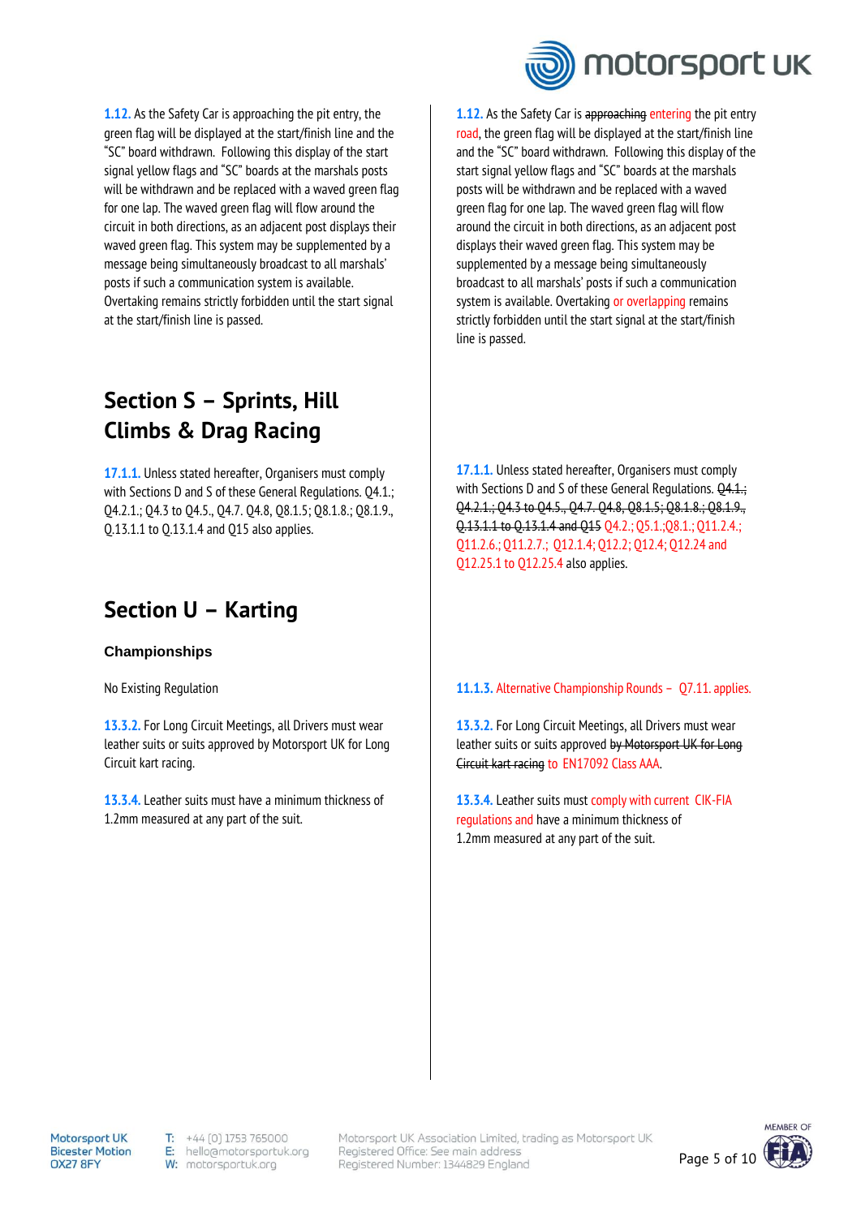| Existing | Proposed |
|---|---|
| **1.12.** As the Safety Car is approaching the pit entry, the green flag will be displayed at the start/finish line and the "SC" board withdrawn. Following this display of the start signal yellow flags and "SC" boards at the marshals posts will be withdrawn and be replaced with a waved green flag for one lap. The waved green flag will flow around the circuit in both directions, as an adjacent post displays their waved green flag. This system may be supplemented by a message being simultaneously broadcast to all marshals' posts if such a communication system is available. Overtaking remains strictly forbidden until the start signal at the start/finish line is passed. | **1.12.** As the Safety Car is ~~approaching~~ entering the pit entry road, the green flag will be displayed at the start/finish line and the "SC" board withdrawn. Following this display of the start signal yellow flags and "SC" boards at the marshals posts will be withdrawn and be replaced with a waved green flag for one lap. The waved green flag will flow around the circuit in both directions, as an adjacent post displays their waved green flag. This system may be supplemented by a message being simultaneously broadcast to all marshals' posts if such a communication system is available. Overtaking or overlapping remains strictly forbidden until the start signal at the start/finish line is passed. |

## Section S – Sprints, Hill Climbs & Drag Racing

| Existing | Proposed |
|---|---|
| **17.1.1.** Unless stated hereafter, Organisers must comply with Sections D and S of these General Regulations. Q4.1.; Q4.2.1.; Q4.3 to Q4.5., Q4.7. Q4.8, Q8.1.5; Q8.1.8.; Q8.1.9., Q.13.1.1 to Q.13.1.4 and Q15 also applies. | **17.1.1.** Unless stated hereafter, Organisers must comply with Sections D and S of these General Regulations. ~~Q4.1.; Q4.2.1.; Q4.3 to Q4.5., Q4.7. Q4.8, Q8.1.5; Q8.1.8.; Q8.1.9., Q.13.1.1 to Q.13.1.4 and Q15~~ Q4.2.; Q5.1.;Q8.1.; Q11.2.4.; Q11.2.6.; Q11.2.7.; Q12.1.4; Q12.2; Q12.4; Q12.24 and Q12.25.1 to Q12.25.4 also applies. |

## Section U – Karting

### Championships

| Existing | Proposed |
|---|---|
| No Existing Regulation | **11.1.3.** Alternative Championship Rounds – Q7.11. applies. |
| **13.3.2.** For Long Circuit Meetings, all Drivers must wear leather suits or suits approved by Motorsport UK for Long Circuit kart racing. | **13.3.2.** For Long Circuit Meetings, all Drivers must wear leather suits or suits approved ~~by Motorsport UK for Long Circuit kart racing~~ to EN17092 Class AAA. |
| **13.3.4.** Leather suits must have a minimum thickness of 1.2mm measured at any part of the suit. | **13.3.4.** Leather suits must comply with current CIK-FIA regulations and have a minimum thickness of 1.2mm measured at any part of the suit. |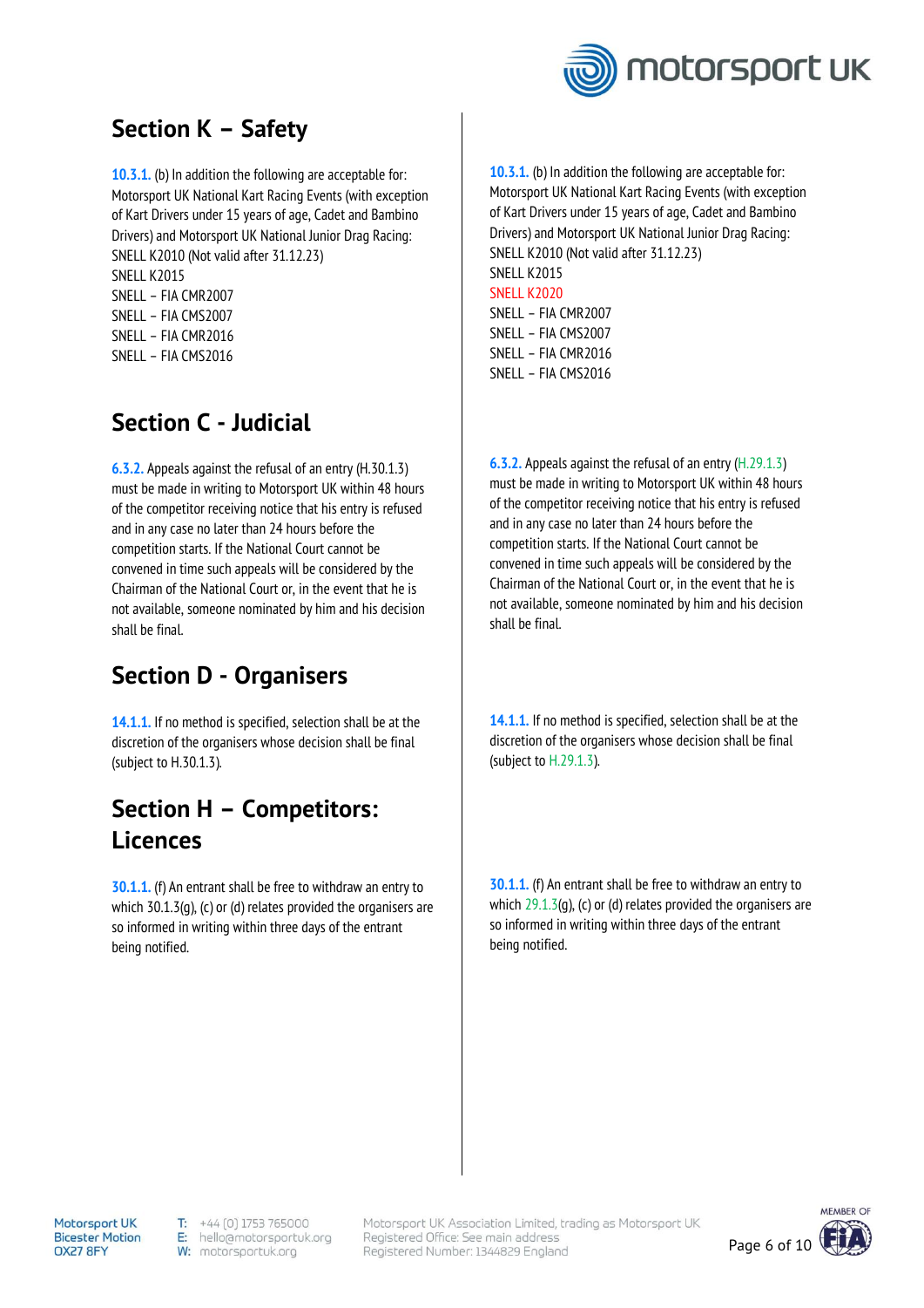## Section K – Safety

| | |
|---|---|
| 10.3.1. (b) In addition the following are acceptable for: Motorsport UK National Kart Racing Events (with exception of Kart Drivers under 15 years of age, Cadet and Bambino Drivers) and Motorsport UK National Junior Drag Racing: SNELL K2010 (Not valid after 31.12.23) SNELL K2015 SNELL – FIA CMR2007 SNELL – FIA CMS2007 SNELL – FIA CMR2016 SNELL – FIA CMS2016 | 10.3.1. (b) In addition the following are acceptable for: Motorsport UK National Kart Racing Events (with exception of Kart Drivers under 15 years of age, Cadet and Bambino Drivers) and Motorsport UK National Junior Drag Racing: SNELL K2010 (Not valid after 31.12.23) SNELL K2015 SNELL K2020 SNELL – FIA CMR2007 SNELL – FIA CMS2007 SNELL – FIA CMR2016 SNELL – FIA CMS2016 |

## Section C - Judicial

| | |
|---|---|
| 6.3.2. Appeals against the refusal of an entry (H.30.1.3) must be made in writing to Motorsport UK within 48 hours of the competitor receiving notice that his entry is refused and in any case no later than 24 hours before the competition starts. If the National Court cannot be convened in time such appeals will be considered by the Chairman of the National Court or, in the event that he is not available, someone nominated by him and his decision shall be final. | 6.3.2. Appeals against the refusal of an entry (H.29.1.3) must be made in writing to Motorsport UK within 48 hours of the competitor receiving notice that his entry is refused and in any case no later than 24 hours before the competition starts. If the National Court cannot be convened in time such appeals will be considered by the Chairman of the National Court or, in the event that he is not available, someone nominated by him and his decision shall be final. |

## Section D - Organisers

| | |
|---|---|
| 14.1.1. If no method is specified, selection shall be at the discretion of the organisers whose decision shall be final (subject to H.30.1.3). | 14.1.1. If no method is specified, selection shall be at the discretion of the organisers whose decision shall be final (subject to H.29.1.3). |

## Section H – Competitors: Licences

| | |
|---|---|
| 30.1.1. (f) An entrant shall be free to withdraw an entry to which 30.1.3(g), (c) or (d) relates provided the organisers are so informed in writing within three days of the entrant being notified. | 30.1.1. (f) An entrant shall be free to withdraw an entry to which 29.1.3(g), (c) or (d) relates provided the organisers are so informed in writing within three days of the entrant being notified. |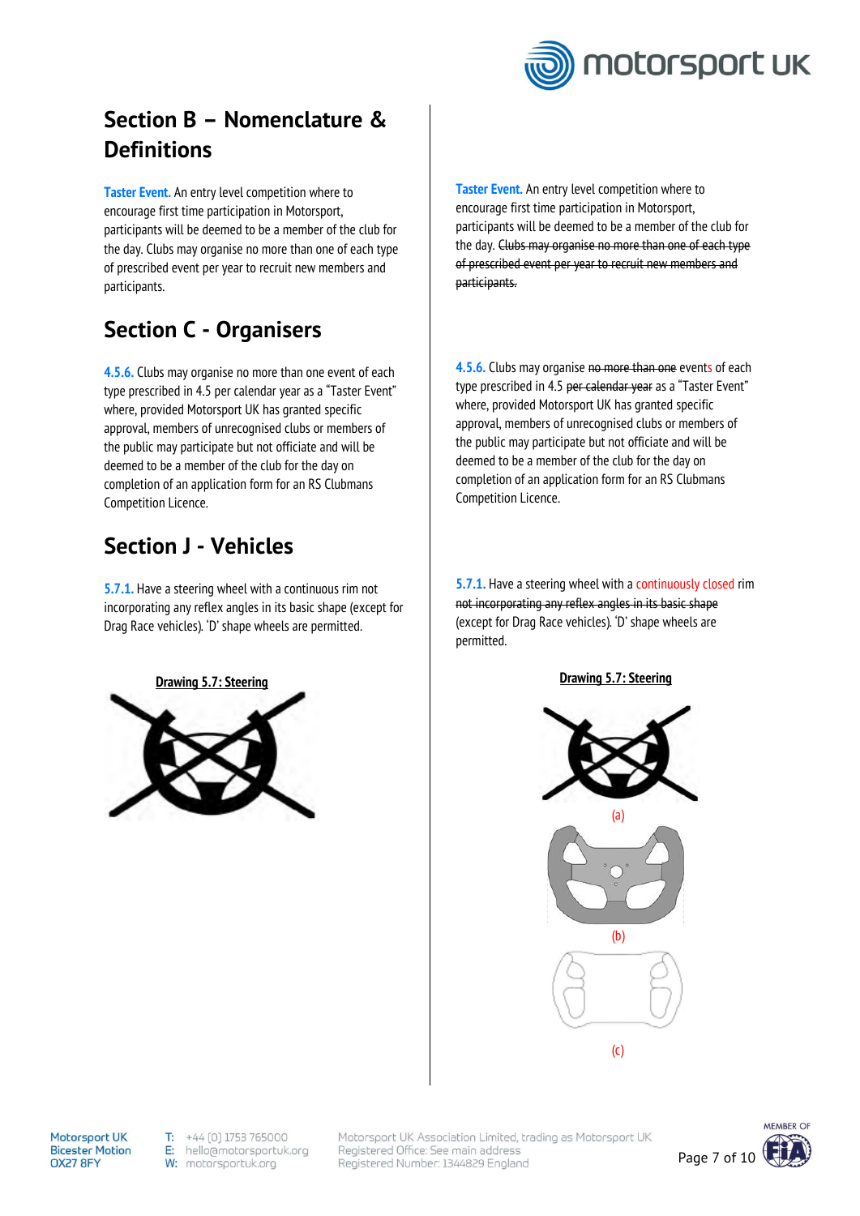## Section B – Nomenclature & Definitions

**Taster Event.** An entry level competition where to encourage first time participation in Motorsport, participants will be deemed to be a member of the club for the day. Clubs may organise no more than one of each type of prescribed event per year to recruit new members and participants.

**Taster Event.** An entry level competition where to encourage first time participation in Motorsport, participants will be deemed to be a member of the club for the day. ~~Clubs may organise no more than one of each type of prescribed event per year to recruit new members and participants.~~

## Section C - Organisers

**4.5.6.** Clubs may organise no more than one event of each type prescribed in 4.5 per calendar year as a "Taster Event" where, provided Motorsport UK has granted specific approval, members of unrecognised clubs or members of the public may participate but not officiate and will be deemed to be a member of the club for the day on completion of an application form for an RS Clubmans Competition Licence.

**4.5.6.** Clubs may organise ~~no more than one~~ events of each type prescribed in 4.5 ~~per calendar year~~ as a "Taster Event" where, provided Motorsport UK has granted specific approval, members of unrecognised clubs or members of the public may participate but not officiate and will be deemed to be a member of the club for the day on completion of an application form for an RS Clubmans Competition Licence.

## Section J - Vehicles

**5.7.1.** Have a steering wheel with a continuous rim not incorporating any reflex angles in its basic shape (except for Drag Race vehicles). 'D' shape wheels are permitted.

**Drawing 5.7: Steering**

**5.7.1.** Have a steering wheel with a continuously closed rim ~~not incorporating any reflex angles in its basic shape~~ (except for Drag Race vehicles). 'D' shape wheels are permitted.

**Drawing 5.7: Steering**

(a)

(b)

(c)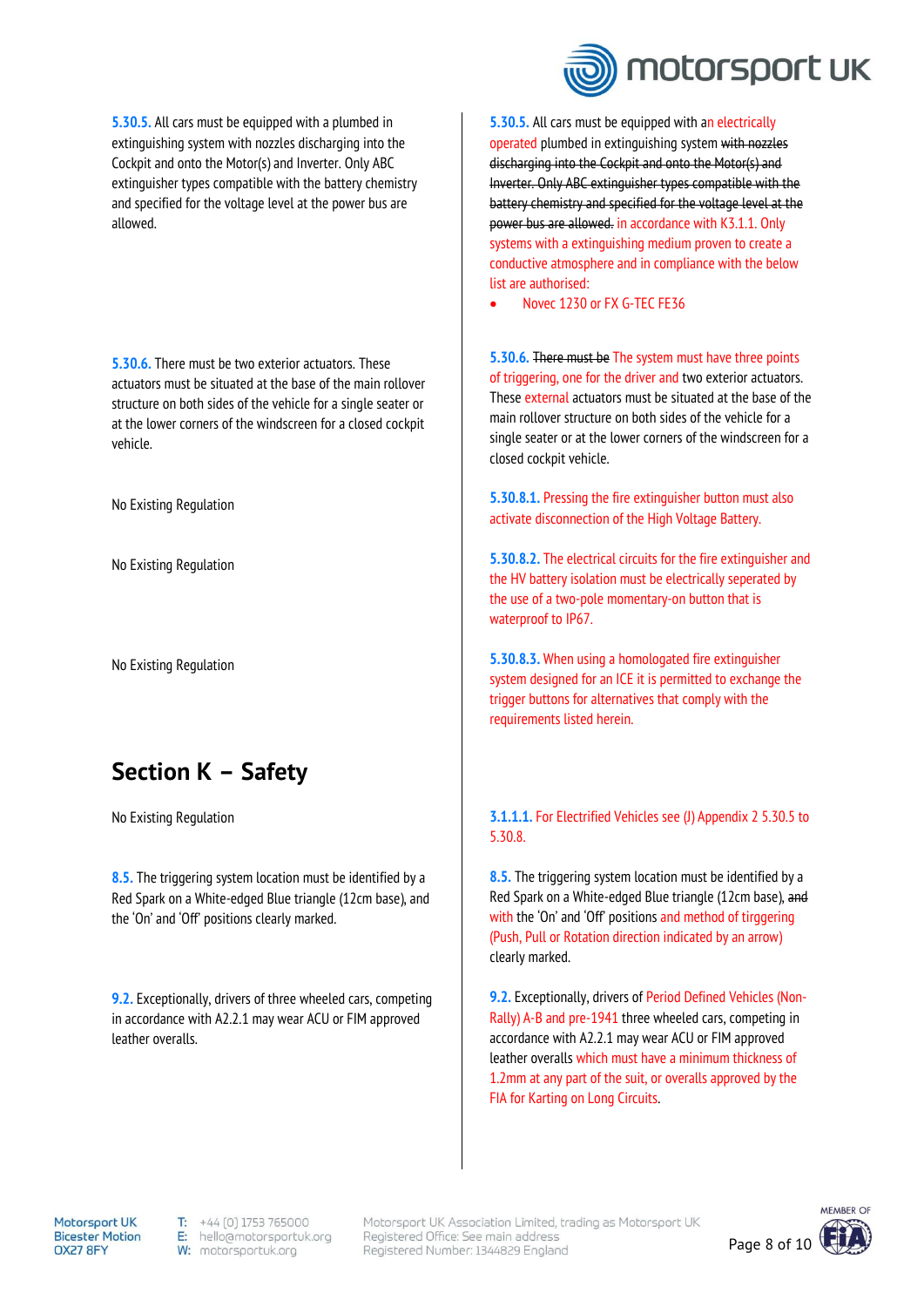| Existing Regulation | Proposed Regulation |
|---|---|
| **5.30.5.** All cars must be equipped with a plumbed in extinguishing system with nozzles discharging into the Cockpit and onto the Motor(s) and Inverter. Only ABC extinguisher types compatible with the battery chemistry and specified for the voltage level at the power bus are allowed. | **5.30.5.** All cars must be equipped with an electrically operated plumbed in extinguishing system ~~with nozzles discharging into the Cockpit and onto the Motor(s) and Inverter. Only ABC extinguisher types compatible with the battery chemistry and specified for the voltage level at the power bus are allowed.~~ in accordance with K3.1.1. Only systems with a extinguishing medium proven to create a conductive atmosphere and in compliance with the below list are authorised:<br>• Novec 1230 or FX G-TEC FE36 |
| **5.30.6.** There must be two exterior actuators. These actuators must be situated at the base of the main rollover structure on both sides of the vehicle for a single seater or at the lower corners of the windscreen for a closed cockpit vehicle. | **5.30.6.** ~~There must be~~ The system must have three points of triggering, one for the driver and two exterior actuators. These external actuators must be situated at the base of the main rollover structure on both sides of the vehicle for a single seater or at the lower corners of the windscreen for a closed cockpit vehicle. |
| No Existing Regulation | **5.30.8.1.** Pressing the fire extinguisher button must also activate disconnection of the High Voltage Battery. |
| No Existing Regulation | **5.30.8.2.** The electrical circuits for the fire extinguisher and the HV battery isolation must be electrically seperated by the use of a two-pole momentary-on button that is waterproof to IP67. |
| No Existing Regulation | **5.30.8.3.** When using a homologated fire extinguisher system designed for an ICE it is permitted to exchange the trigger buttons for alternatives that comply with the requirements listed herein. |

## Section K – Safety

| Existing Regulation | Proposed Regulation |
|---|---|
| No Existing Regulation | **3.1.1.1.** For Electrified Vehicles see (J) Appendix 2 5.30.5 to 5.30.8. |
| **8.5.** The triggering system location must be identified by a Red Spark on a White-edged Blue triangle (12cm base), and the 'On' and 'Off' positions clearly marked. | **8.5.** The triggering system location must be identified by a Red Spark on a White-edged Blue triangle (12cm base), ~~and~~ with the 'On' and 'Off' positions and method of triggering (Push, Pull or Rotation direction indicated by an arrow) clearly marked. |
| **9.2.** Exceptionally, drivers of three wheeled cars, competing in accordance with A2.2.1 may wear ACU or FIM approved leather overalls. | **9.2.** Exceptionally, drivers of Period Defined Vehicles (Non-Rally) A-B and pre-1941 three wheeled cars, competing in accordance with A2.2.1 may wear ACU or FIM approved leather overalls which must have a minimum thickness of 1.2mm at any part of the suit, or overalls approved by the FIA for Karting on Long Circuits. |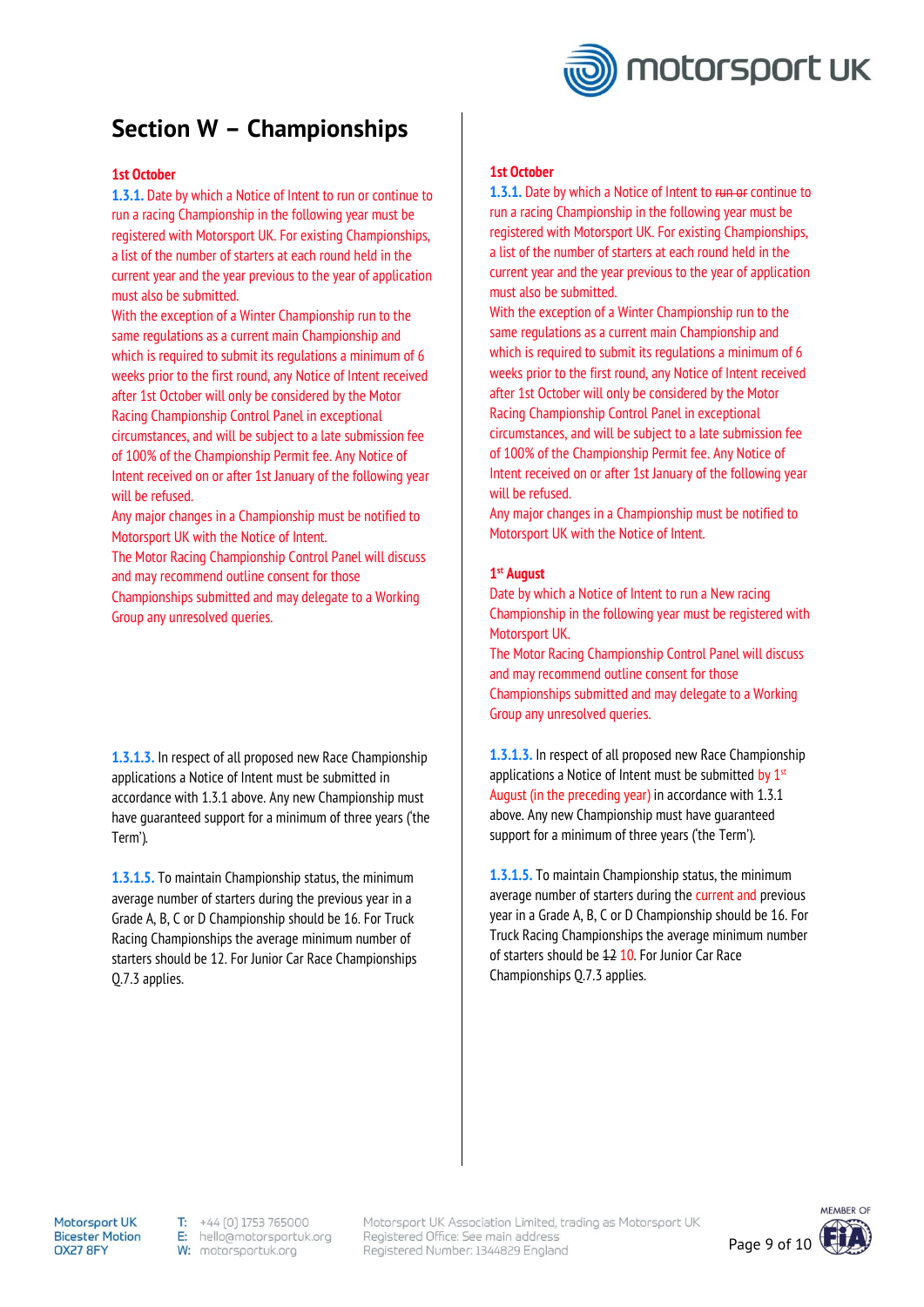# Section W – Championships

| Current | Proposed |
| --- | --- |
| **1st October**<br>1.3.1. Date by which a Notice of Intent to run or continue to run a racing Championship in the following year must be registered with Motorsport UK. For existing Championships, a list of the number of starters at each round held in the current year and the year previous to the year of application must also be submitted.<br>With the exception of a Winter Championship run to the same regulations as a current main Championship and which is required to submit its regulations a minimum of 6 weeks prior to the first round, any Notice of Intent received after 1st October will only be considered by the Motor Racing Championship Control Panel in exceptional circumstances, and will be subject to a late submission fee of 100% of the Championship Permit fee. Any Notice of Intent received on or after 1st January of the following year will be refused.<br>Any major changes in a Championship must be notified to Motorsport UK with the Notice of Intent.<br>The Motor Racing Championship Control Panel will discuss and may recommend outline consent for those Championships submitted and may delegate to a Working Group any unresolved queries. | **1st October**<br>1.3.1. Date by which a Notice of Intent to ~~run or~~ continue to run a racing Championship in the following year must be registered with Motorsport UK. For existing Championships, a list of the number of starters at each round held in the current year and the year previous to the year of application must also be submitted.<br>With the exception of a Winter Championship run to the same regulations as a current main Championship and which is required to submit its regulations a minimum of 6 weeks prior to the first round, any Notice of Intent received after 1st October will only be considered by the Motor Racing Championship Control Panel in exceptional circumstances, and will be subject to a late submission fee of 100% of the Championship Permit fee. Any Notice of Intent received on or after 1st January of the following year will be refused.<br>Any major changes in a Championship must be notified to Motorsport UK with the Notice of Intent.<br><br>**1st August**<br>Date by which a Notice of Intent to run a New racing Championship in the following year must be registered with Motorsport UK.<br>The Motor Racing Championship Control Panel will discuss and may recommend outline consent for those Championships submitted and may delegate to a Working Group any unresolved queries. |
| 1.3.1.3. In respect of all proposed new Race Championship applications a Notice of Intent must be submitted in accordance with 1.3.1 above. Any new Championship must have guaranteed support for a minimum of three years ('the Term'). | 1.3.1.3. In respect of all proposed new Race Championship applications a Notice of Intent must be submitted by 1st August (in the preceding year) in accordance with 1.3.1 above. Any new Championship must have guaranteed support for a minimum of three years ('the Term'). |
| 1.3.1.5. To maintain Championship status, the minimum average number of starters during the previous year in a Grade A, B, C or D Championship should be 16. For Truck Racing Championships the average minimum number of starters should be 12. For Junior Car Race Championships Q.7.3 applies. | 1.3.1.5. To maintain Championship status, the minimum average number of starters during the current and previous year in a Grade A, B, C or D Championship should be 16. For Truck Racing Championships the average minimum number of starters should be ~~12~~ 10. For Junior Car Race Championships Q.7.3 applies. |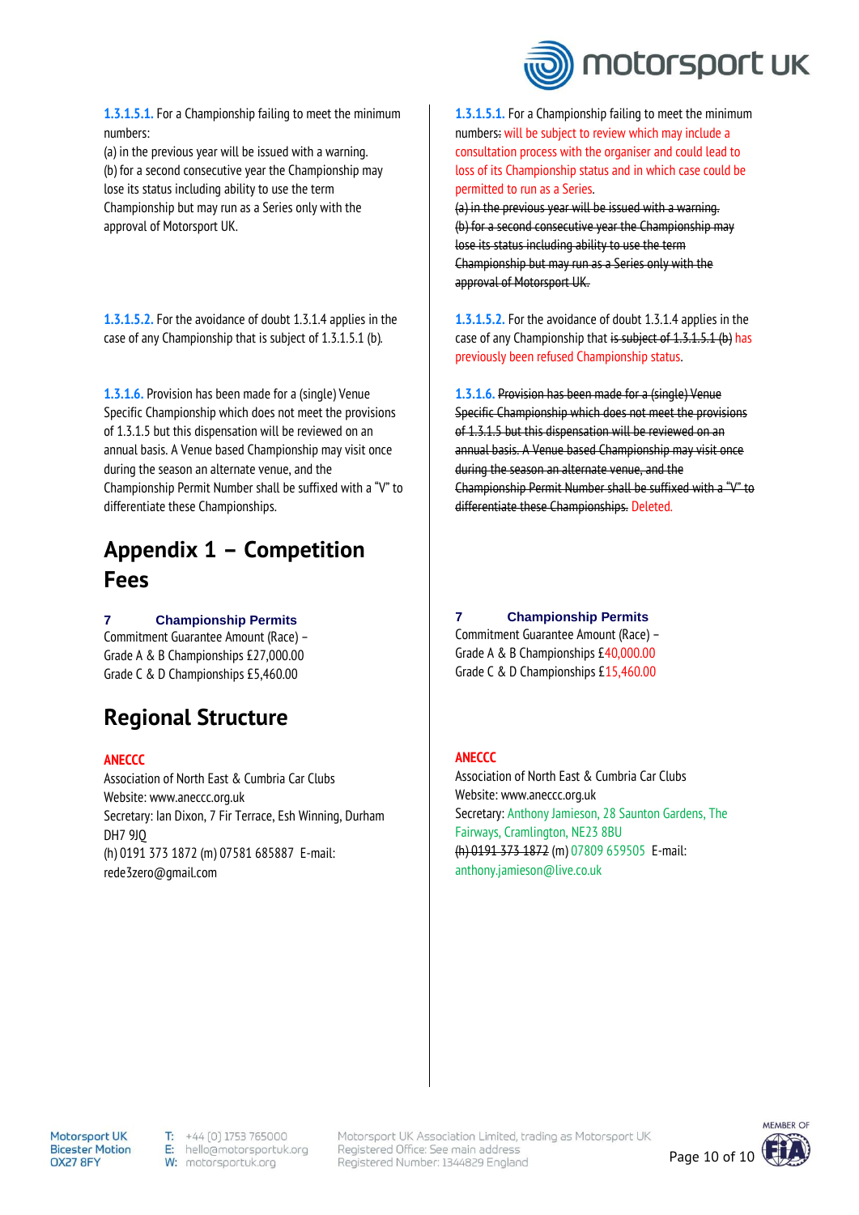1.3.1.5.1. For a Championship failing to meet the minimum numbers:
(a) in the previous year will be issued with a warning.
(b) for a second consecutive year the Championship may lose its status including ability to use the term Championship but may run as a Series only with the approval of Motorsport UK.

1.3.1.5.1. For a Championship failing to meet the minimum numbers: will be subject to review which may include a consultation process with the organiser and could lead to loss of its Championship status and in which case could be permitted to run as a Series.
~~(a) in the previous year will be issued with a warning.~~
~~(b) for a second consecutive year the Championship may lose its status including ability to use the term Championship but may run as a Series only with the approval of Motorsport UK.~~

1.3.1.5.2. For the avoidance of doubt 1.3.1.4 applies in the case of any Championship that is subject of 1.3.1.5.1 (b).

1.3.1.5.2. For the avoidance of doubt 1.3.1.4 applies in the case of any Championship that ~~is subject of 1.3.1.5.1 (b)~~ has previously been refused Championship status.

1.3.1.6. Provision has been made for a (single) Venue Specific Championship which does not meet the provisions of 1.3.1.5 but this dispensation will be reviewed on an annual basis. A Venue based Championship may visit once during the season an alternate venue, and the Championship Permit Number shall be suffixed with a "V" to differentiate these Championships.

1.3.1.6. ~~Provision has been made for a (single) Venue Specific Championship which does not meet the provisions of 1.3.1.5 but this dispensation will be reviewed on an annual basis. A Venue based Championship may visit once during the season an alternate venue, and the Championship Permit Number shall be suffixed with a "V" to differentiate these Championships.~~ Deleted.

# Appendix 1 – Competition Fees

**7 Championship Permits**

Commitment Guarantee Amount (Race) –
Grade A & B Championships £27,000.00
Grade C & D Championships £5,460.00

**7 Championship Permits**

Commitment Guarantee Amount (Race) –
Grade A & B Championships £40,000.00
Grade C & D Championships £15,460.00

# Regional Structure

**ANECCC**

Association of North East & Cumbria Car Clubs
Website: www.aneccc.org.uk
Secretary: Ian Dixon, 7 Fir Terrace, Esh Winning, Durham DH7 9JQ
(h) 0191 373 1872 (m) 07581 685887 E-mail: rede3zero@gmail.com

**ANECCC**

Association of North East & Cumbria Car Clubs
Website: www.aneccc.org.uk
Secretary: Anthony Jamieson, 28 Saunton Gardens, The Fairways, Cramlington, NE23 8BU
~~(h) 0191 373 1872~~ (m) 07809 659505 E-mail: anthony.jamieson@live.co.uk